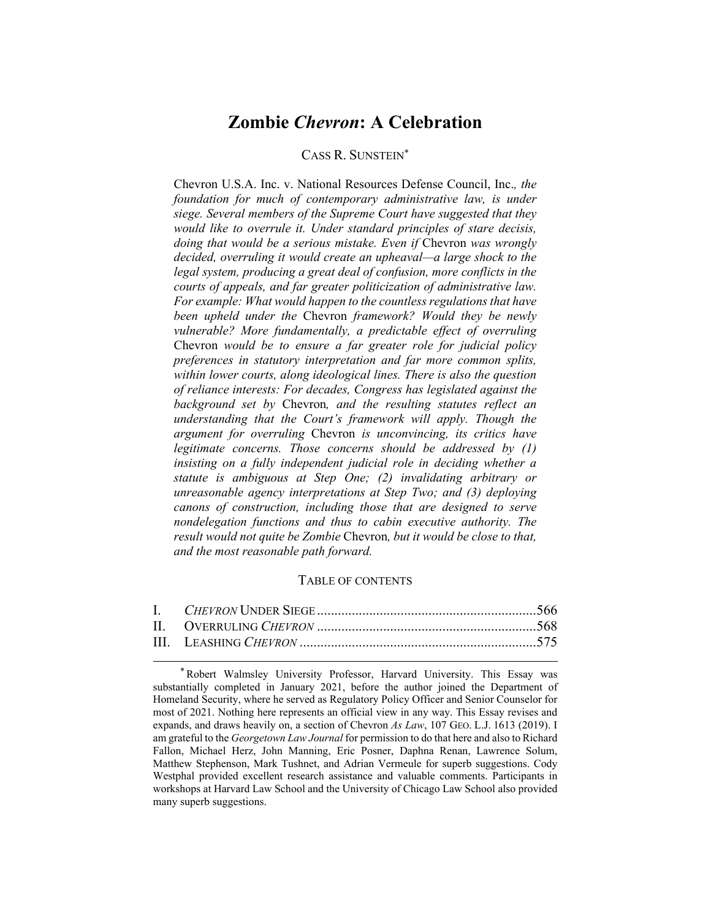# Zombie *Chevron*: A Celebration

CASS R. SUNSTEIN*

*Chevron U.S.A. Inc. v. National Resources Defense Council, Inc., the foundation for much of contemporary administrative law, is under siege. Several members of the Supreme Court have suggested that they would like to overrule it. Under standard principles of stare decisis, doing that would be a serious mistake. Even if* Chevron *was wrongly decided, overruling it would create an upheaval—a large shock to the legal system, producing a great deal of confusion, more conflicts in the courts of appeals, and far greater politicization of administrative law. For example: What would happen to the countless regulations that have been upheld under the* Chevron *framework? Would they be newly vulnerable? More fundamentally, a predictable effect of overruling* Chevron *would be to ensure a far greater role for judicial policy preferences in statutory interpretation and far more common splits, within lower courts, along ideological lines. There is also the question of reliance interests: For decades, Congress has legislated against the background set by* Chevron*, and the resulting statutes reflect an understanding that the Court's framework will apply. Though the argument for overruling* Chevron *is unconvincing, its critics have legitimate concerns. Those concerns should be addressed by (1) insisting on a fully independent judicial role in deciding whether a statute is ambiguous at Step One; (2) invalidating arbitrary or unreasonable agency interpretations at Step Two; and (3) deploying canons of construction, including those that are designed to serve nondelegation functions and thus to cabin executive authority. The result would not quite be Zombie* Chevron*, but it would be close to that, and the most reasonable path forward.*

TABLE OF CONTENTS

| | | |
|---|---|---|
| I. | *CHEVRON* UNDER SIEGE | 566 |
| II. | OVERRULING *CHEVRON* | 568 |
| III. | LEASHING *CHEVRON* | 575 |

\* Robert Walmsley University Professor, Harvard University. This Essay was substantially completed in January 2021, before the author joined the Department of Homeland Security, where he served as Regulatory Policy Officer and Senior Counselor for most of 2021. Nothing here represents an official view in any way. This Essay revises and expands, and draws heavily on, a section of Chevron *As Law*, 107 GEO. L.J. 1613 (2019). I am grateful to the *Georgetown Law Journal* for permission to do that here and also to Richard Fallon, Michael Herz, John Manning, Eric Posner, Daphna Renan, Lawrence Solum, Matthew Stephenson, Mark Tushnet, and Adrian Vermeule for superb suggestions. Cody Westphal provided excellent research assistance and valuable comments. Participants in workshops at Harvard Law School and the University of Chicago Law School also provided many superb suggestions.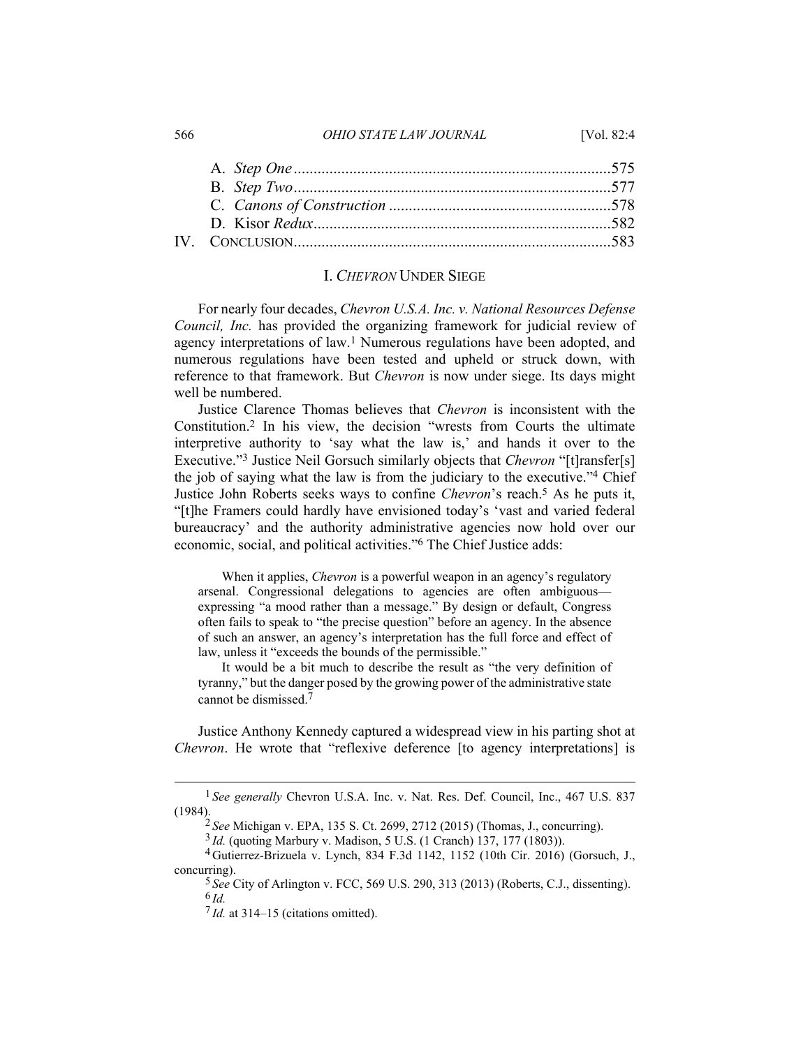A. *Step One* ..............................................................................575
B. *Step Two* ..............................................................................577
C. *Canons of Construction* ......................................................578
D. Kisor *Redux* ..........................................................................582

IV. CONCLUSION ..............................................................................583

## I. *CHEVRON* UNDER SIEGE

For nearly four decades, *Chevron U.S.A. Inc. v. National Resources Defense Council, Inc.* has provided the organizing framework for judicial review of agency interpretations of law.[1] Numerous regulations have been adopted, and numerous regulations have been tested and upheld or struck down, with reference to that framework. But *Chevron* is now under siege. Its days might well be numbered.

Justice Clarence Thomas believes that *Chevron* is inconsistent with the Constitution.[2] In his view, the decision "wrests from Courts the ultimate interpretive authority to 'say what the law is,' and hands it over to the Executive."[3] Justice Neil Gorsuch similarly objects that *Chevron* "[t]ransfer[s] the job of saying what the law is from the judiciary to the executive."[4] Chief Justice John Roberts seeks ways to confine *Chevron*'s reach.[5] As he puts it, "[t]he Framers could hardly have envisioned today's 'vast and varied federal bureaucracy' and the authority administrative agencies now hold over our economic, social, and political activities."[6] The Chief Justice adds:

> When it applies, *Chevron* is a powerful weapon in an agency's regulatory arsenal. Congressional delegations to agencies are often ambiguous—expressing "a mood rather than a message." By design or default, Congress often fails to speak to "the precise question" before an agency. In the absence of such an answer, an agency's interpretation has the full force and effect of law, unless it "exceeds the bounds of the permissible."
>
> It would be a bit much to describe the result as "the very definition of tyranny," but the danger posed by the growing power of the administrative state cannot be dismissed.[7]

Justice Anthony Kennedy captured a widespread view in his parting shot at *Chevron*. He wrote that "reflexive deference [to agency interpretations] is

---

[1] *See generally* Chevron U.S.A. Inc. v. Nat. Res. Def. Council, Inc., 467 U.S. 837 (1984).

[2] *See* Michigan v. EPA, 135 S. Ct. 2699, 2712 (2015) (Thomas, J., concurring).

[3] *Id.* (quoting Marbury v. Madison, 5 U.S. (1 Cranch) 137, 177 (1803)).

[4] Gutierrez-Brizuela v. Lynch, 834 F.3d 1142, 1152 (10th Cir. 2016) (Gorsuch, J., concurring).

[5] *See* City of Arlington v. FCC, 569 U.S. 290, 313 (2013) (Roberts, C.J., dissenting).

[6] *Id.*

[7] *Id.* at 314–15 (citations omitted).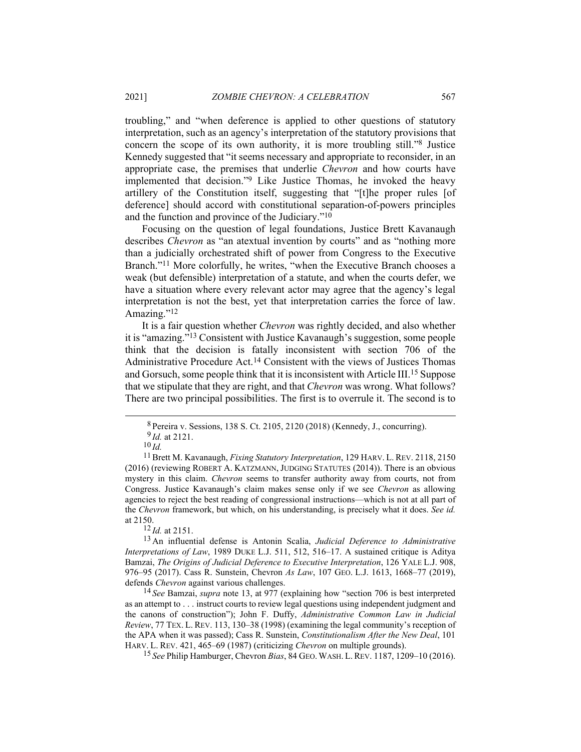troubling," and "when deference is applied to other questions of statutory interpretation, such as an agency's interpretation of the statutory provisions that concern the scope of its own authority, it is more troubling still."[8] Justice Kennedy suggested that "it seems necessary and appropriate to reconsider, in an appropriate case, the premises that underlie *Chevron* and how courts have implemented that decision."[9] Like Justice Thomas, he invoked the heavy artillery of the Constitution itself, suggesting that "[t]he proper rules [of deference] should accord with constitutional separation-of-powers principles and the function and province of the Judiciary."[10]

Focusing on the question of legal foundations, Justice Brett Kavanaugh describes *Chevron* as "an atextual invention by courts" and as "nothing more than a judicially orchestrated shift of power from Congress to the Executive Branch."[11] More colorfully, he writes, "when the Executive Branch chooses a weak (but defensible) interpretation of a statute, and when the courts defer, we have a situation where every relevant actor may agree that the agency's legal interpretation is not the best, yet that interpretation carries the force of law. Amazing."[12]

It is a fair question whether *Chevron* was rightly decided, and also whether it is "amazing."[13] Consistent with Justice Kavanaugh's suggestion, some people think that the decision is fatally inconsistent with section 706 of the Administrative Procedure Act.[14] Consistent with the views of Justices Thomas and Gorsuch, some people think that it is inconsistent with Article III.[15] Suppose that we stipulate that they are right, and that *Chevron* was wrong. What follows? There are two principal possibilities. The first is to overrule it. The second is to

---

[8] Pereira v. Sessions, 138 S. Ct. 2105, 2120 (2018) (Kennedy, J., concurring).

[9] *Id.* at 2121.

[10] *Id.*

[11] Brett M. Kavanaugh, *Fixing Statutory Interpretation*, 129 HARV. L. REV. 2118, 2150 (2016) (reviewing ROBERT A. KATZMANN, JUDGING STATUTES (2014)). There is an obvious mystery in this claim. *Chevron* seems to transfer authority away from courts, not from Congress. Justice Kavanaugh's claim makes sense only if we see *Chevron* as allowing agencies to reject the best reading of congressional instructions—which is not at all part of the *Chevron* framework, but which, on his understanding, is precisely what it does. *See id.* at 2150.

[12] *Id.* at 2151.

[13] An influential defense is Antonin Scalia, *Judicial Deference to Administrative Interpretations of Law*, 1989 DUKE L.J. 511, 512, 516–17. A sustained critique is Aditya Bamzai, *The Origins of Judicial Deference to Executive Interpretation*, 126 YALE L.J. 908, 976–95 (2017). Cass R. Sunstein, Chevron *As Law*, 107 GEO. L.J. 1613, 1668–77 (2019), defends *Chevron* against various challenges.

[14] *See* Bamzai, *supra* note 13, at 977 (explaining how "section 706 is best interpreted as an attempt to . . . instruct courts to review legal questions using independent judgment and the canons of construction"); John F. Duffy, *Administrative Common Law in Judicial Review*, 77 TEX. L. REV. 113, 130–38 (1998) (examining the legal community's reception of the APA when it was passed); Cass R. Sunstein, *Constitutionalism After the New Deal*, 101 HARV. L. REV. 421, 465–69 (1987) (criticizing *Chevron* on multiple grounds).

[15] *See* Philip Hamburger, Chevron *Bias*, 84 GEO. WASH. L. REV. 1187, 1209–10 (2016).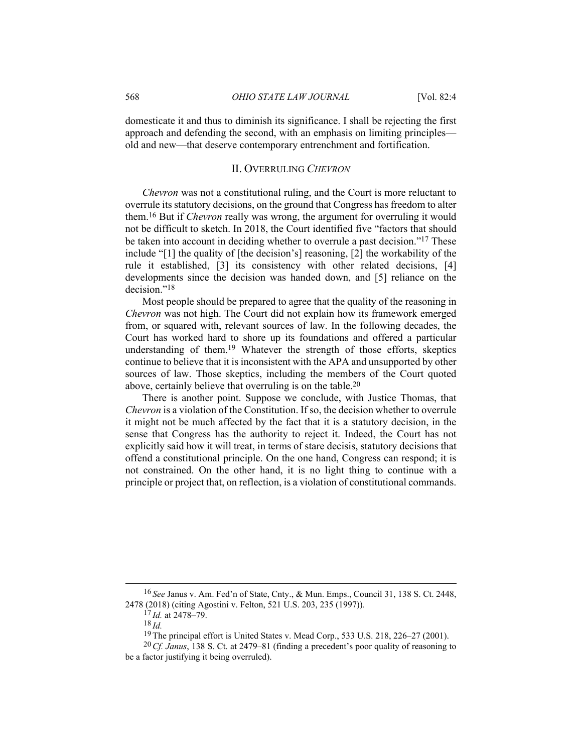domesticate it and thus to diminish its significance. I shall be rejecting the first approach and defending the second, with an emphasis on limiting principles—old and new—that deserve contemporary entrenchment and fortification.

## II. OVERRULING *CHEVRON*

*Chevron* was not a constitutional ruling, and the Court is more reluctant to overrule its statutory decisions, on the ground that Congress has freedom to alter them.[16] But if *Chevron* really was wrong, the argument for overruling it would not be difficult to sketch. In 2018, the Court identified five "factors that should be taken into account in deciding whether to overrule a past decision."[17] These include "[1] the quality of [the decision's] reasoning, [2] the workability of the rule it established, [3] its consistency with other related decisions, [4] developments since the decision was handed down, and [5] reliance on the decision."[18]

Most people should be prepared to agree that the quality of the reasoning in *Chevron* was not high. The Court did not explain how its framework emerged from, or squared with, relevant sources of law. In the following decades, the Court has worked hard to shore up its foundations and offered a particular understanding of them.[19] Whatever the strength of those efforts, skeptics continue to believe that it is inconsistent with the APA and unsupported by other sources of law. Those skeptics, including the members of the Court quoted above, certainly believe that overruling is on the table.[20]

There is another point. Suppose we conclude, with Justice Thomas, that *Chevron* is a violation of the Constitution. If so, the decision whether to overrule it might not be much affected by the fact that it is a statutory decision, in the sense that Congress has the authority to reject it. Indeed, the Court has not explicitly said how it will treat, in terms of stare decisis, statutory decisions that offend a constitutional principle. On the one hand, Congress can respond; it is not constrained. On the other hand, it is no light thing to continue with a principle or project that, on reflection, is a violation of constitutional commands.

---

[16] *See* Janus v. Am. Fed'n of State, Cnty., & Mun. Emps., Council 31, 138 S. Ct. 2448, 2478 (2018) (citing Agostini v. Felton, 521 U.S. 203, 235 (1997)).

[17] *Id.* at 2478–79.

[18] *Id.*

[19] The principal effort is United States v. Mead Corp., 533 U.S. 218, 226–27 (2001).

[20] *Cf. Janus*, 138 S. Ct. at 2479–81 (finding a precedent's poor quality of reasoning to be a factor justifying it being overruled).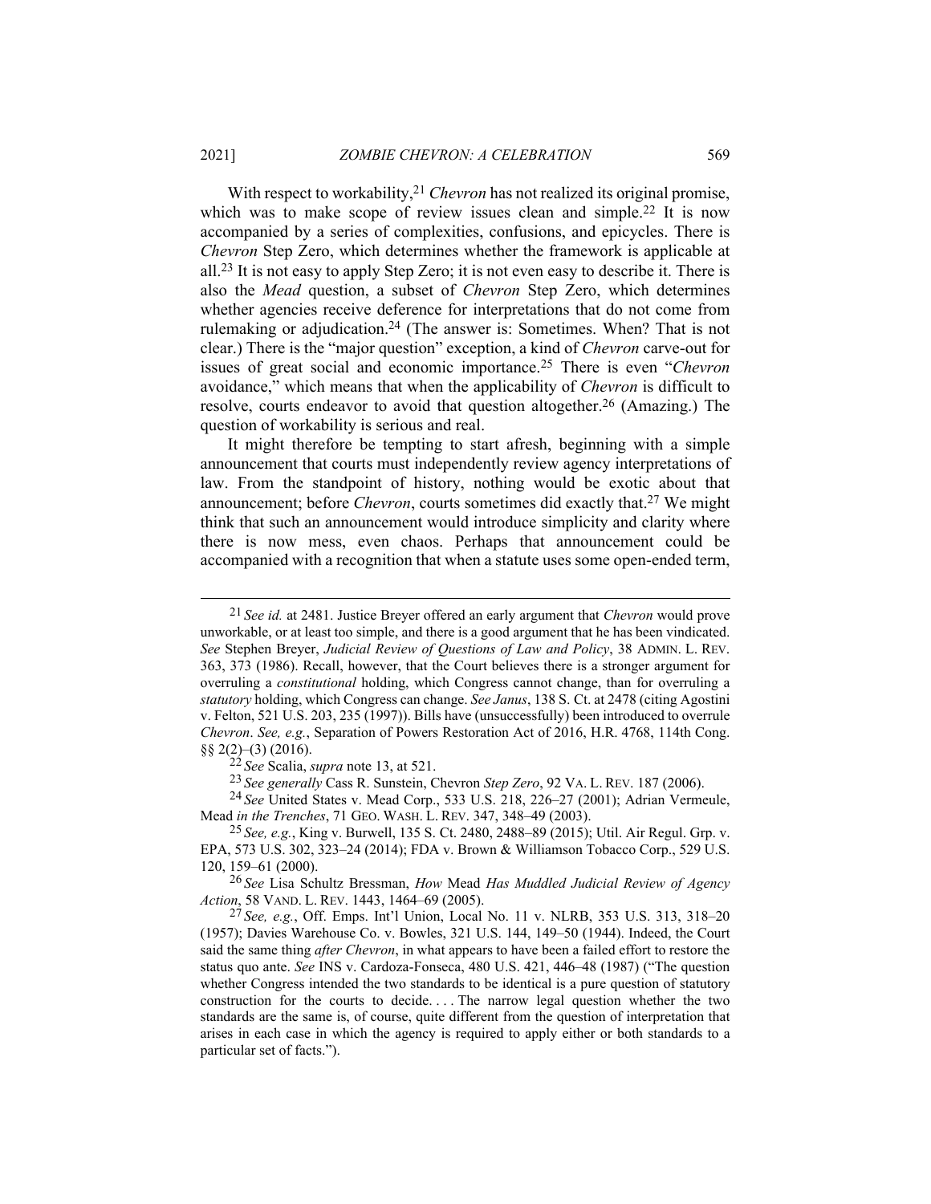With respect to workability,[21] *Chevron* has not realized its original promise, which was to make scope of review issues clean and simple.[22] It is now accompanied by a series of complexities, confusions, and epicycles. There is *Chevron* Step Zero, which determines whether the framework is applicable at all.[23] It is not easy to apply Step Zero; it is not even easy to describe it. There is also the *Mead* question, a subset of *Chevron* Step Zero, which determines whether agencies receive deference for interpretations that do not come from rulemaking or adjudication.[24] (The answer is: Sometimes. When? That is not clear.) There is the "major question" exception, a kind of *Chevron* carve-out for issues of great social and economic importance.[25] There is even "*Chevron* avoidance," which means that when the applicability of *Chevron* is difficult to resolve, courts endeavor to avoid that question altogether.[26] (Amazing.) The question of workability is serious and real.

It might therefore be tempting to start afresh, beginning with a simple announcement that courts must independently review agency interpretations of law. From the standpoint of history, nothing would be exotic about that announcement; before *Chevron*, courts sometimes did exactly that.[27] We might think that such an announcement would introduce simplicity and clarity where there is now mess, even chaos. Perhaps that announcement could be accompanied with a recognition that when a statute uses some open-ended term,

---

[21] *See id.* at 2481. Justice Breyer offered an early argument that *Chevron* would prove unworkable, or at least too simple, and there is a good argument that he has been vindicated. *See* Stephen Breyer, *Judicial Review of Questions of Law and Policy*, 38 ADMIN. L. REV. 363, 373 (1986). Recall, however, that the Court believes there is a stronger argument for overruling a *constitutional* holding, which Congress cannot change, than for overruling a *statutory* holding, which Congress can change. *See Janus*, 138 S. Ct. at 2478 (citing Agostini v. Felton, 521 U.S. 203, 235 (1997)). Bills have (unsuccessfully) been introduced to overrule *Chevron*. *See, e.g.*, Separation of Powers Restoration Act of 2016, H.R. 4768, 114th Cong. §§ 2(2)–(3) (2016).

[22] *See* Scalia, *supra* note 13, at 521.

[23] *See generally* Cass R. Sunstein, Chevron *Step Zero*, 92 VA. L. REV. 187 (2006).

[24] *See* United States v. Mead Corp., 533 U.S. 218, 226–27 (2001); Adrian Vermeule, Mead *in the Trenches*, 71 GEO. WASH. L. REV. 347, 348–49 (2003).

[25] *See, e.g.*, King v. Burwell, 135 S. Ct. 2480, 2488–89 (2015); Util. Air Regul. Grp. v. EPA, 573 U.S. 302, 323–24 (2014); FDA v. Brown & Williamson Tobacco Corp., 529 U.S. 120, 159–61 (2000).

[26] *See* Lisa Schultz Bressman, *How* Mead *Has Muddled Judicial Review of Agency Action*, 58 VAND. L. REV. 1443, 1464–69 (2005).

[27] *See, e.g.*, Off. Emps. Int'l Union, Local No. 11 v. NLRB, 353 U.S. 313, 318–20 (1957); Davies Warehouse Co. v. Bowles, 321 U.S. 144, 149–50 (1944). Indeed, the Court said the same thing *after Chevron*, in what appears to have been a failed effort to restore the status quo ante. *See* INS v. Cardoza-Fonseca, 480 U.S. 421, 446–48 (1987) ("The question whether Congress intended the two standards to be identical is a pure question of statutory construction for the courts to decide. . . . The narrow legal question whether the two standards are the same is, of course, quite different from the question of interpretation that arises in each case in which the agency is required to apply either or both standards to a particular set of facts.").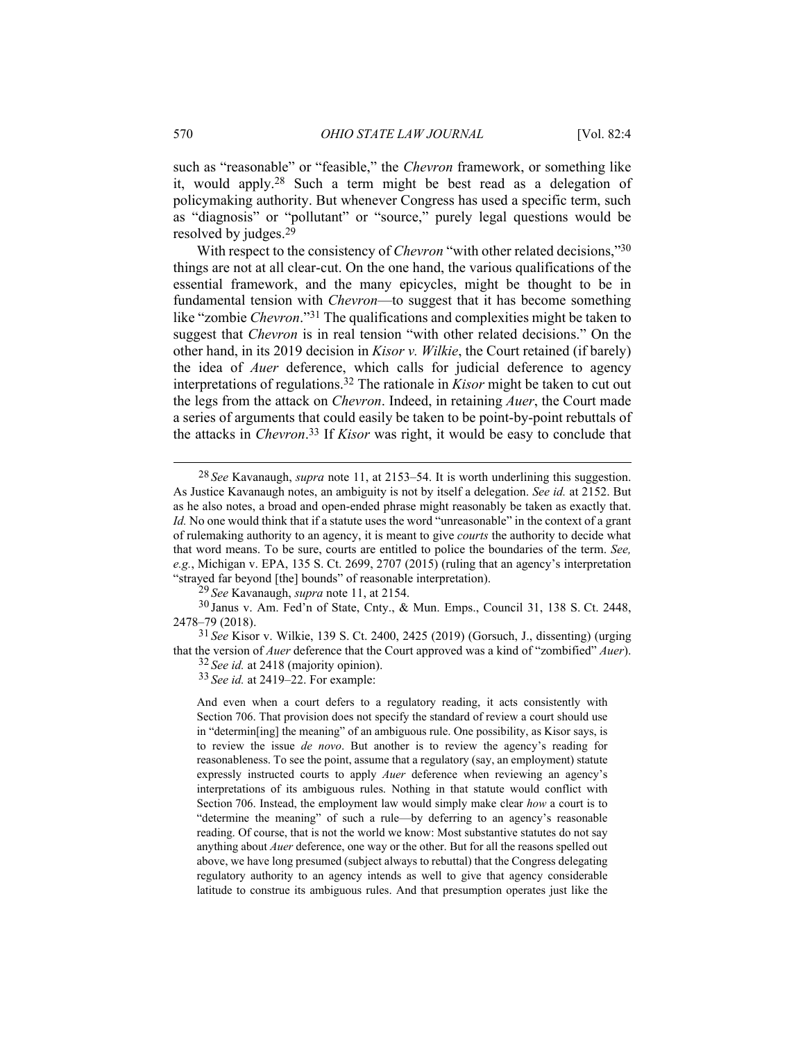such as "reasonable" or "feasible," the *Chevron* framework, or something like it, would apply.[28] Such a term might be best read as a delegation of policymaking authority. But whenever Congress has used a specific term, such as "diagnosis" or "pollutant" or "source," purely legal questions would be resolved by judges.[29]

With respect to the consistency of *Chevron* "with other related decisions,"[30] things are not at all clear-cut. On the one hand, the various qualifications of the essential framework, and the many epicycles, might be thought to be in fundamental tension with *Chevron*—to suggest that it has become something like "zombie *Chevron*."[31] The qualifications and complexities might be taken to suggest that *Chevron* is in real tension "with other related decisions." On the other hand, in its 2019 decision in *Kisor v. Wilkie*, the Court retained (if barely) the idea of *Auer* deference, which calls for judicial deference to agency interpretations of regulations.[32] The rationale in *Kisor* might be taken to cut out the legs from the attack on *Chevron*. Indeed, in retaining *Auer*, the Court made a series of arguments that could easily be taken to be point-by-point rebuttals of the attacks in *Chevron*.[33] If *Kisor* was right, it would be easy to conclude that

---

[28] *See* Kavanaugh, *supra* note 11, at 2153–54. It is worth underlining this suggestion. As Justice Kavanaugh notes, an ambiguity is not by itself a delegation. *See id.* at 2152. But as he also notes, a broad and open-ended phrase might reasonably be taken as exactly that. *Id.* No one would think that if a statute uses the word "unreasonable" in the context of a grant of rulemaking authority to an agency, it is meant to give *courts* the authority to decide what that word means. To be sure, courts are entitled to police the boundaries of the term. *See, e.g.*, Michigan v. EPA, 135 S. Ct. 2699, 2707 (2015) (ruling that an agency's interpretation "strayed far beyond [the] bounds" of reasonable interpretation).

[29] *See* Kavanaugh, *supra* note 11, at 2154.

[30] Janus v. Am. Fed'n of State, Cnty., & Mun. Emps., Council 31, 138 S. Ct. 2448, 2478–79 (2018).

[31] *See* Kisor v. Wilkie, 139 S. Ct. 2400, 2425 (2019) (Gorsuch, J., dissenting) (urging that the version of *Auer* deference that the Court approved was a kind of "zombified" *Auer*).

[32] *See id.* at 2418 (majority opinion).

[33] *See id.* at 2419–22. For example:

> And even when a court defers to a regulatory reading, it acts consistently with Section 706. That provision does not specify the standard of review a court should use in "determin[ing] the meaning" of an ambiguous rule. One possibility, as Kisor says, is to review the issue *de novo*. But another is to review the agency's reading for reasonableness. To see the point, assume that a regulatory (say, an employment) statute expressly instructed courts to apply *Auer* deference when reviewing an agency's interpretations of its ambiguous rules. Nothing in that statute would conflict with Section 706. Instead, the employment law would simply make clear *how* a court is to "determine the meaning" of such a rule—by deferring to an agency's reasonable reading. Of course, that is not the world we know: Most substantive statutes do not say anything about *Auer* deference, one way or the other. But for all the reasons spelled out above, we have long presumed (subject always to rebuttal) that the Congress delegating regulatory authority to an agency intends as well to give that agency considerable latitude to construe its ambiguous rules. And that presumption operates just like the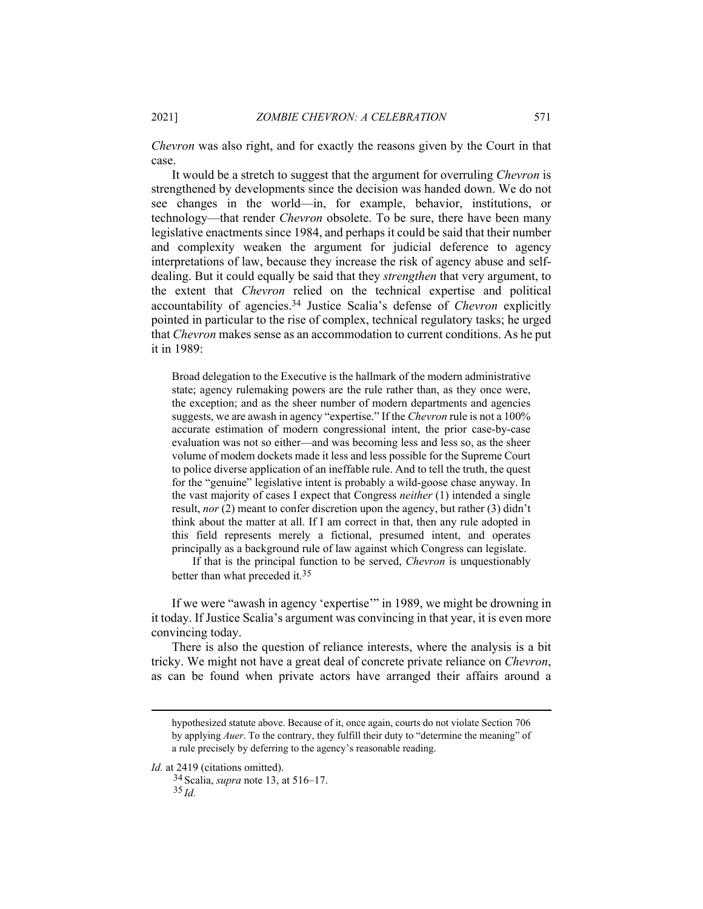*Chevron* was also right, and for exactly the reasons given by the Court in that case.

It would be a stretch to suggest that the argument for overruling *Chevron* is strengthened by developments since the decision was handed down. We do not see changes in the world—in, for example, behavior, institutions, or technology—that render *Chevron* obsolete. To be sure, there have been many legislative enactments since 1984, and perhaps it could be said that their number and complexity weaken the argument for judicial deference to agency interpretations of law, because they increase the risk of agency abuse and self-dealing. But it could equally be said that they *strengthen* that very argument, to the extent that *Chevron* relied on the technical expertise and political accountability of agencies.[34] Justice Scalia's defense of *Chevron* explicitly pointed in particular to the rise of complex, technical regulatory tasks; he urged that *Chevron* makes sense as an accommodation to current conditions. As he put it in 1989:

> Broad delegation to the Executive is the hallmark of the modern administrative state; agency rulemaking powers are the rule rather than, as they once were, the exception; and as the sheer number of modern departments and agencies suggests, we are awash in agency "expertise." If the *Chevron* rule is not a 100% accurate estimation of modern congressional intent, the prior case-by-case evaluation was not so either—and was becoming less and less so, as the sheer volume of modem dockets made it less and less possible for the Supreme Court to police diverse application of an ineffable rule. And to tell the truth, the quest for the "genuine" legislative intent is probably a wild-goose chase anyway. In the vast majority of cases I expect that Congress *neither* (1) intended a single result, *nor* (2) meant to confer discretion upon the agency, but rather (3) didn't think about the matter at all. If I am correct in that, then any rule adopted in this field represents merely a fictional, presumed intent, and operates principally as a background rule of law against which Congress can legislate.
>
> If that is the principal function to be served, *Chevron* is unquestionably better than what preceded it.[35]

If we were "awash in agency 'expertise'" in 1989, we might be drowning in it today. If Justice Scalia's argument was convincing in that year, it is even more convincing today.

There is also the question of reliance interests, where the analysis is a bit tricky. We might not have a great deal of concrete private reliance on *Chevron*, as can be found when private actors have arranged their affairs around a

---

hypothesized statute above. Because of it, once again, courts do not violate Section 706 by applying *Auer*. To the contrary, they fulfill their duty to "determine the meaning" of a rule precisely by deferring to the agency's reasonable reading.

*Id.* at 2419 (citations omitted).

[34] Scalia, *supra* note 13, at 516–17.

[35] *Id.*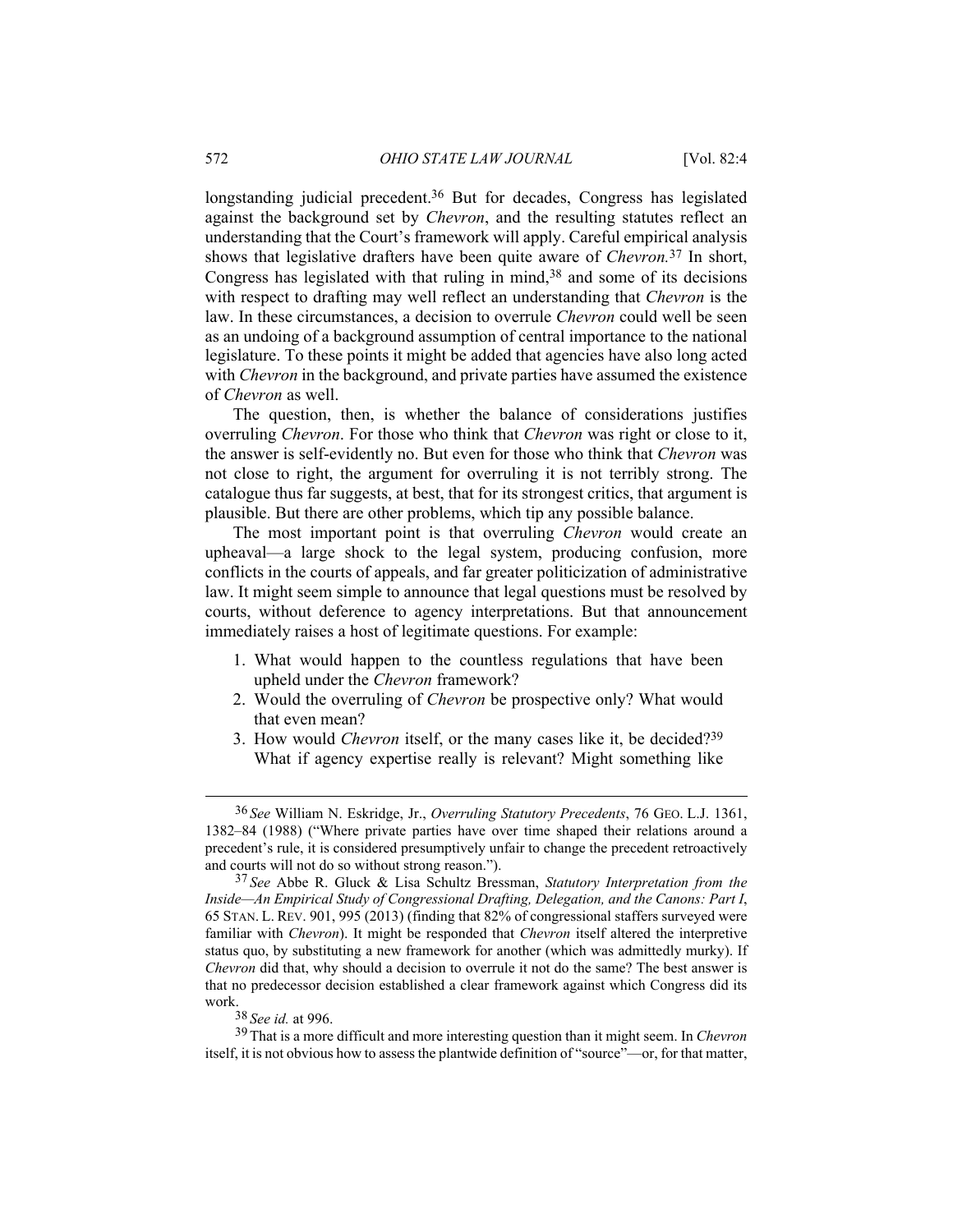longstanding judicial precedent.[36] But for decades, Congress has legislated against the background set by *Chevron*, and the resulting statutes reflect an understanding that the Court's framework will apply. Careful empirical analysis shows that legislative drafters have been quite aware of *Chevron.*[37] In short, Congress has legislated with that ruling in mind,[38] and some of its decisions with respect to drafting may well reflect an understanding that *Chevron* is the law. In these circumstances, a decision to overrule *Chevron* could well be seen as an undoing of a background assumption of central importance to the national legislature. To these points it might be added that agencies have also long acted with *Chevron* in the background, and private parties have assumed the existence of *Chevron* as well.

The question, then, is whether the balance of considerations justifies overruling *Chevron*. For those who think that *Chevron* was right or close to it, the answer is self-evidently no. But even for those who think that *Chevron* was not close to right, the argument for overruling it is not terribly strong. The catalogue thus far suggests, at best, that for its strongest critics, that argument is plausible. But there are other problems, which tip any possible balance.

The most important point is that overruling *Chevron* would create an upheaval—a large shock to the legal system, producing confusion, more conflicts in the courts of appeals, and far greater politicization of administrative law. It might seem simple to announce that legal questions must be resolved by courts, without deference to agency interpretations. But that announcement immediately raises a host of legitimate questions. For example:

1. What would happen to the countless regulations that have been upheld under the *Chevron* framework?
2. Would the overruling of *Chevron* be prospective only? What would that even mean?
3. How would *Chevron* itself, or the many cases like it, be decided?[39] What if agency expertise really is relevant? Might something like

---

[36] *See* William N. Eskridge, Jr., *Overruling Statutory Precedents*, 76 GEO. L.J. 1361, 1382–84 (1988) ("Where private parties have over time shaped their relations around a precedent's rule, it is considered presumptively unfair to change the precedent retroactively and courts will not do so without strong reason.").

[37] *See* Abbe R. Gluck & Lisa Schultz Bressman, *Statutory Interpretation from the Inside—An Empirical Study of Congressional Drafting, Delegation, and the Canons: Part I*, 65 STAN. L. REV. 901, 995 (2013) (finding that 82% of congressional staffers surveyed were familiar with *Chevron*). It might be responded that *Chevron* itself altered the interpretive status quo, by substituting a new framework for another (which was admittedly murky). If *Chevron* did that, why should a decision to overrule it not do the same? The best answer is that no predecessor decision established a clear framework against which Congress did its work.

[38] *See id.* at 996.

[39] That is a more difficult and more interesting question than it might seem. In *Chevron* itself, it is not obvious how to assess the plantwide definition of "source"—or, for that matter,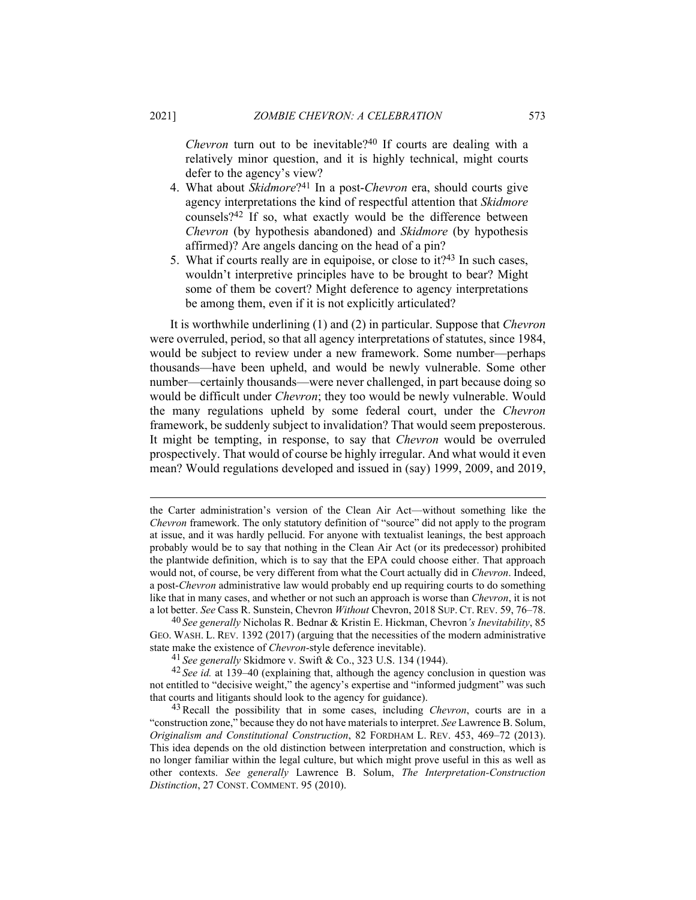*Chevron* turn out to be inevitable?[40] If courts are dealing with a relatively minor question, and it is highly technical, might courts defer to the agency's view?

4. What about *Skidmore*?[41] In a post-*Chevron* era, should courts give agency interpretations the kind of respectful attention that *Skidmore* counsels?[42] If so, what exactly would be the difference between *Chevron* (by hypothesis abandoned) and *Skidmore* (by hypothesis affirmed)? Are angels dancing on the head of a pin?
5. What if courts really are in equipoise, or close to it?[43] In such cases, wouldn't interpretive principles have to be brought to bear? Might some of them be covert? Might deference to agency interpretations be among them, even if it is not explicitly articulated?

It is worthwhile underlining (1) and (2) in particular. Suppose that *Chevron* were overruled, period, so that all agency interpretations of statutes, since 1984, would be subject to review under a new framework. Some number—perhaps thousands—have been upheld, and would be newly vulnerable. Some other number—certainly thousands—were never challenged, in part because doing so would be difficult under *Chevron*; they too would be newly vulnerable. Would the many regulations upheld by some federal court, under the *Chevron* framework, be suddenly subject to invalidation? That would seem preposterous. It might be tempting, in response, to say that *Chevron* would be overruled prospectively. That would of course be highly irregular. And what would it even mean? Would regulations developed and issued in (say) 1999, 2009, and 2019,

---

the Carter administration's version of the Clean Air Act—without something like the *Chevron* framework. The only statutory definition of "source" did not apply to the program at issue, and it was hardly pellucid. For anyone with textualist leanings, the best approach probably would be to say that nothing in the Clean Air Act (or its predecessor) prohibited the plantwide definition, which is to say that the EPA could choose either. That approach would not, of course, be very different from what the Court actually did in *Chevron*. Indeed, a post-*Chevron* administrative law would probably end up requiring courts to do something like that in many cases, and whether or not such an approach is worse than *Chevron*, it is not a lot better. *See* Cass R. Sunstein, Chevron *Without* Chevron, 2018 SUP. CT. REV. 59, 76–78.

[40] *See generally* Nicholas R. Bednar & Kristin E. Hickman, Chevron*'s Inevitability*, 85 GEO. WASH. L. REV. 1392 (2017) (arguing that the necessities of the modern administrative state make the existence of *Chevron*-style deference inevitable).

[41] *See generally* Skidmore v. Swift & Co., 323 U.S. 134 (1944).

[42] *See id.* at 139–40 (explaining that, although the agency conclusion in question was not entitled to "decisive weight," the agency's expertise and "informed judgment" was such that courts and litigants should look to the agency for guidance).

[43] Recall the possibility that in some cases, including *Chevron*, courts are in a "construction zone," because they do not have materials to interpret. *See* Lawrence B. Solum, *Originalism and Constitutional Construction*, 82 FORDHAM L. REV. 453, 469–72 (2013). This idea depends on the old distinction between interpretation and construction, which is no longer familiar within the legal culture, but which might prove useful in this as well as other contexts. *See generally* Lawrence B. Solum, *The Interpretation-Construction Distinction*, 27 CONST. COMMENT. 95 (2010).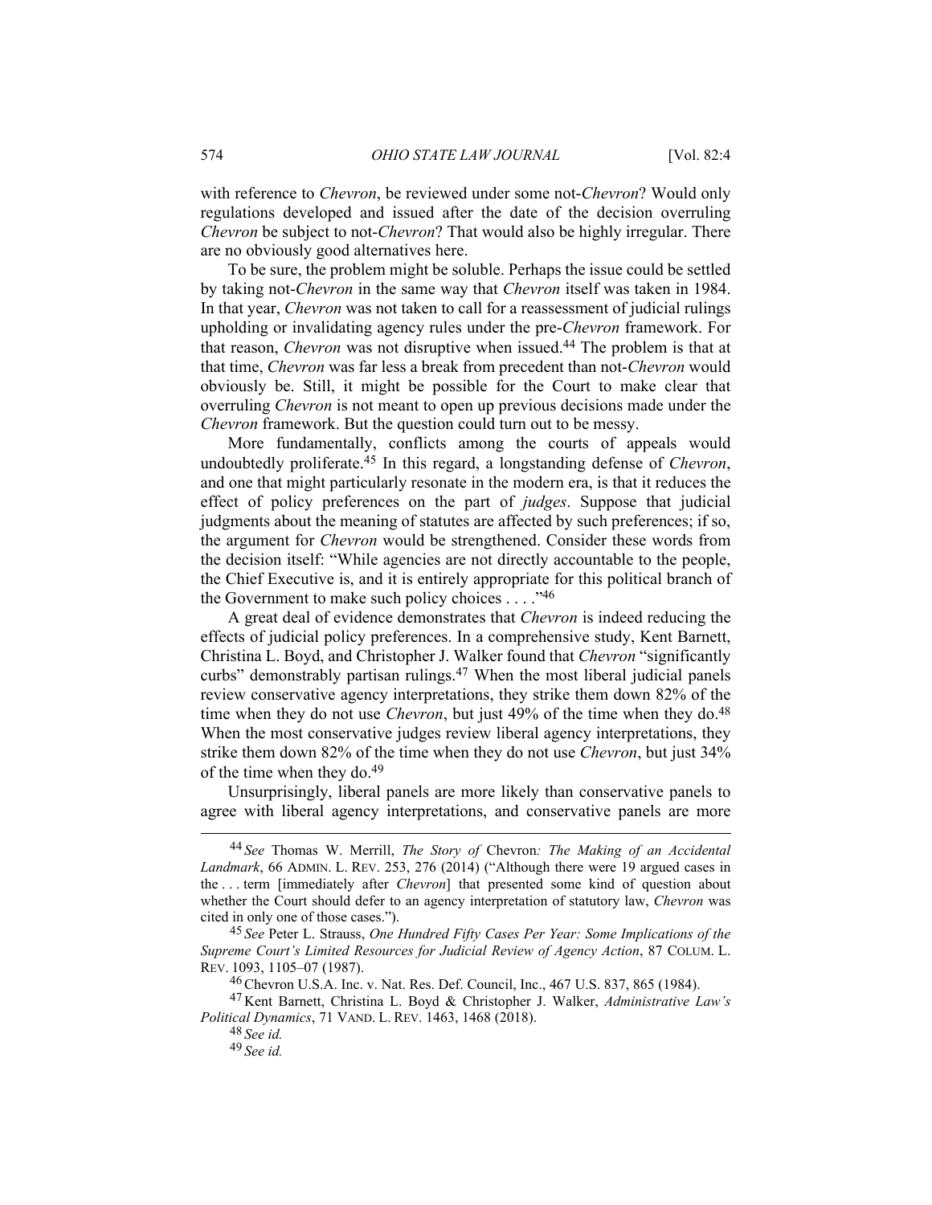with reference to *Chevron*, be reviewed under some not-*Chevron*? Would only regulations developed and issued after the date of the decision overruling *Chevron* be subject to not-*Chevron*? That would also be highly irregular. There are no obviously good alternatives here.

To be sure, the problem might be soluble. Perhaps the issue could be settled by taking not-*Chevron* in the same way that *Chevron* itself was taken in 1984. In that year, *Chevron* was not taken to call for a reassessment of judicial rulings upholding or invalidating agency rules under the pre-*Chevron* framework. For that reason, *Chevron* was not disruptive when issued.[44] The problem is that at that time, *Chevron* was far less a break from precedent than not-*Chevron* would obviously be. Still, it might be possible for the Court to make clear that overruling *Chevron* is not meant to open up previous decisions made under the *Chevron* framework. But the question could turn out to be messy.

More fundamentally, conflicts among the courts of appeals would undoubtedly proliferate.[45] In this regard, a longstanding defense of *Chevron*, and one that might particularly resonate in the modern era, is that it reduces the effect of policy preferences on the part of *judges*. Suppose that judicial judgments about the meaning of statutes are affected by such preferences; if so, the argument for *Chevron* would be strengthened. Consider these words from the decision itself: "While agencies are not directly accountable to the people, the Chief Executive is, and it is entirely appropriate for this political branch of the Government to make such policy choices . . . ."[46]

A great deal of evidence demonstrates that *Chevron* is indeed reducing the effects of judicial policy preferences. In a comprehensive study, Kent Barnett, Christina L. Boyd, and Christopher J. Walker found that *Chevron* "significantly curbs" demonstrably partisan rulings.[47] When the most liberal judicial panels review conservative agency interpretations, they strike them down 82% of the time when they do not use *Chevron*, but just 49% of the time when they do.[48] When the most conservative judges review liberal agency interpretations, they strike them down 82% of the time when they do not use *Chevron*, but just 34% of the time when they do.[49]

Unsurprisingly, liberal panels are more likely than conservative panels to agree with liberal agency interpretations, and conservative panels are more

---

[44] *See* Thomas W. Merrill, *The Story of* Chevron*: The Making of an Accidental Landmark*, 66 ADMIN. L. REV. 253, 276 (2014) ("Although there were 19 argued cases in the . . . term [immediately after *Chevron*] that presented some kind of question about whether the Court should defer to an agency interpretation of statutory law, *Chevron* was cited in only one of those cases.").

[45] *See* Peter L. Strauss, *One Hundred Fifty Cases Per Year: Some Implications of the Supreme Court's Limited Resources for Judicial Review of Agency Action*, 87 COLUM. L. REV. 1093, 1105–07 (1987).

[46] Chevron U.S.A. Inc. v. Nat. Res. Def. Council, Inc., 467 U.S. 837, 865 (1984).

[47] Kent Barnett, Christina L. Boyd & Christopher J. Walker, *Administrative Law's Political Dynamics*, 71 VAND. L. REV. 1463, 1468 (2018).

[48] *See id.*

[49] *See id.*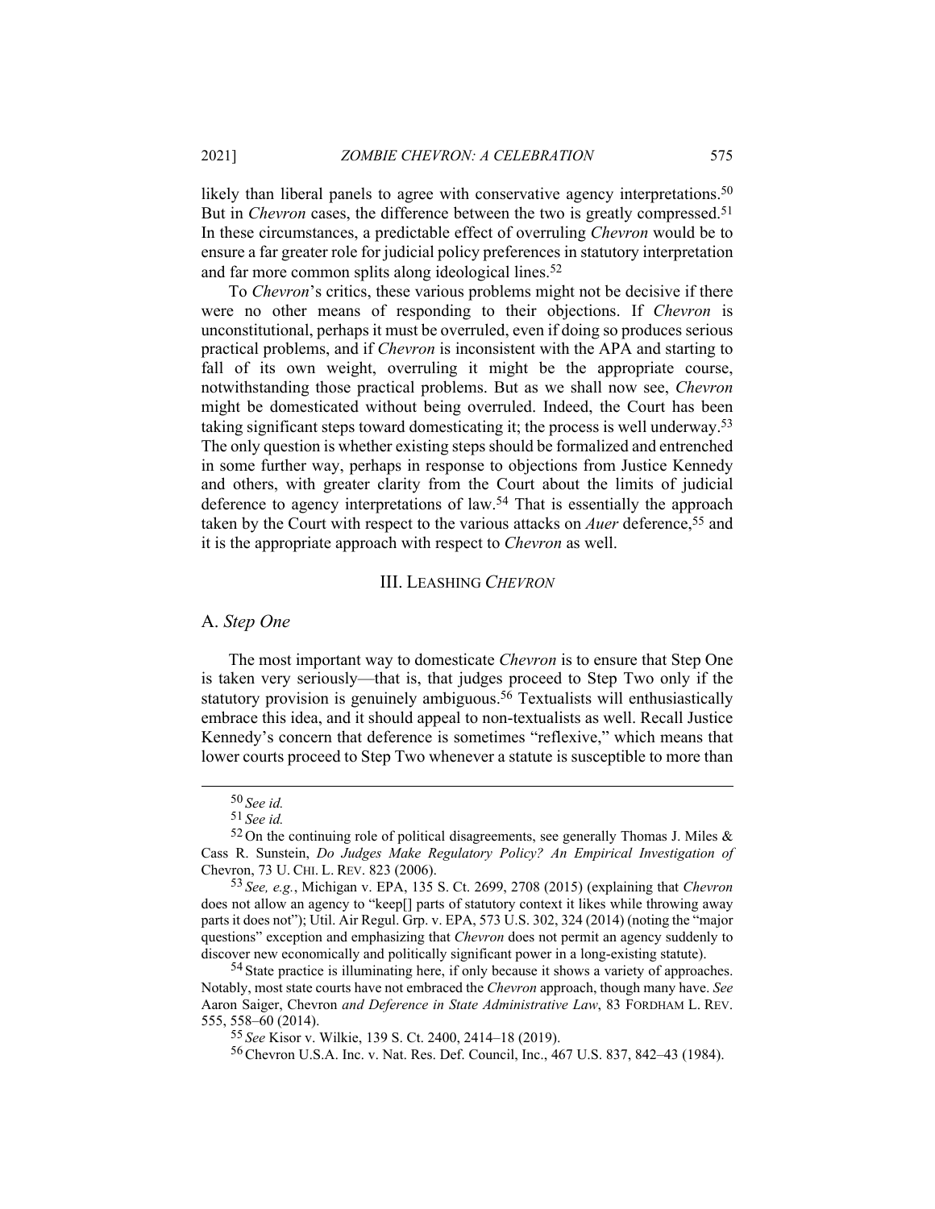likely than liberal panels to agree with conservative agency interpretations.[50] But in *Chevron* cases, the difference between the two is greatly compressed.[51] In these circumstances, a predictable effect of overruling *Chevron* would be to ensure a far greater role for judicial policy preferences in statutory interpretation and far more common splits along ideological lines.[52]

To *Chevron*'s critics, these various problems might not be decisive if there were no other means of responding to their objections. If *Chevron* is unconstitutional, perhaps it must be overruled, even if doing so produces serious practical problems, and if *Chevron* is inconsistent with the APA and starting to fall of its own weight, overruling it might be the appropriate course, notwithstanding those practical problems. But as we shall now see, *Chevron* might be domesticated without being overruled. Indeed, the Court has been taking significant steps toward domesticating it; the process is well underway.[53] The only question is whether existing steps should be formalized and entrenched in some further way, perhaps in response to objections from Justice Kennedy and others, with greater clarity from the Court about the limits of judicial deference to agency interpretations of law.[54] That is essentially the approach taken by the Court with respect to the various attacks on *Auer* deference,[55] and it is the appropriate approach with respect to *Chevron* as well.

## III. LEASHING *CHEVRON*

### A. *Step One*

The most important way to domesticate *Chevron* is to ensure that Step One is taken very seriously—that is, that judges proceed to Step Two only if the statutory provision is genuinely ambiguous.[56] Textualists will enthusiastically embrace this idea, and it should appeal to non-textualists as well. Recall Justice Kennedy's concern that deference is sometimes "reflexive," which means that lower courts proceed to Step Two whenever a statute is susceptible to more than

---

[50] *See id.*

[51] *See id.*

[52] On the continuing role of political disagreements, see generally Thomas J. Miles & Cass R. Sunstein, *Do Judges Make Regulatory Policy? An Empirical Investigation of* Chevron, 73 U. CHI. L. REV. 823 (2006).

[53] *See, e.g.*, Michigan v. EPA, 135 S. Ct. 2699, 2708 (2015) (explaining that *Chevron* does not allow an agency to "keep[] parts of statutory context it likes while throwing away parts it does not"); Util. Air Regul. Grp. v. EPA, 573 U.S. 302, 324 (2014) (noting the "major questions" exception and emphasizing that *Chevron* does not permit an agency suddenly to discover new economically and politically significant power in a long-existing statute).

[54] State practice is illuminating here, if only because it shows a variety of approaches. Notably, most state courts have not embraced the *Chevron* approach, though many have. *See* Aaron Saiger, Chevron *and Deference in State Administrative Law*, 83 FORDHAM L. REV. 555, 558–60 (2014).

[55] *See* Kisor v. Wilkie, 139 S. Ct. 2400, 2414–18 (2019).

[56] Chevron U.S.A. Inc. v. Nat. Res. Def. Council, Inc., 467 U.S. 837, 842–43 (1984).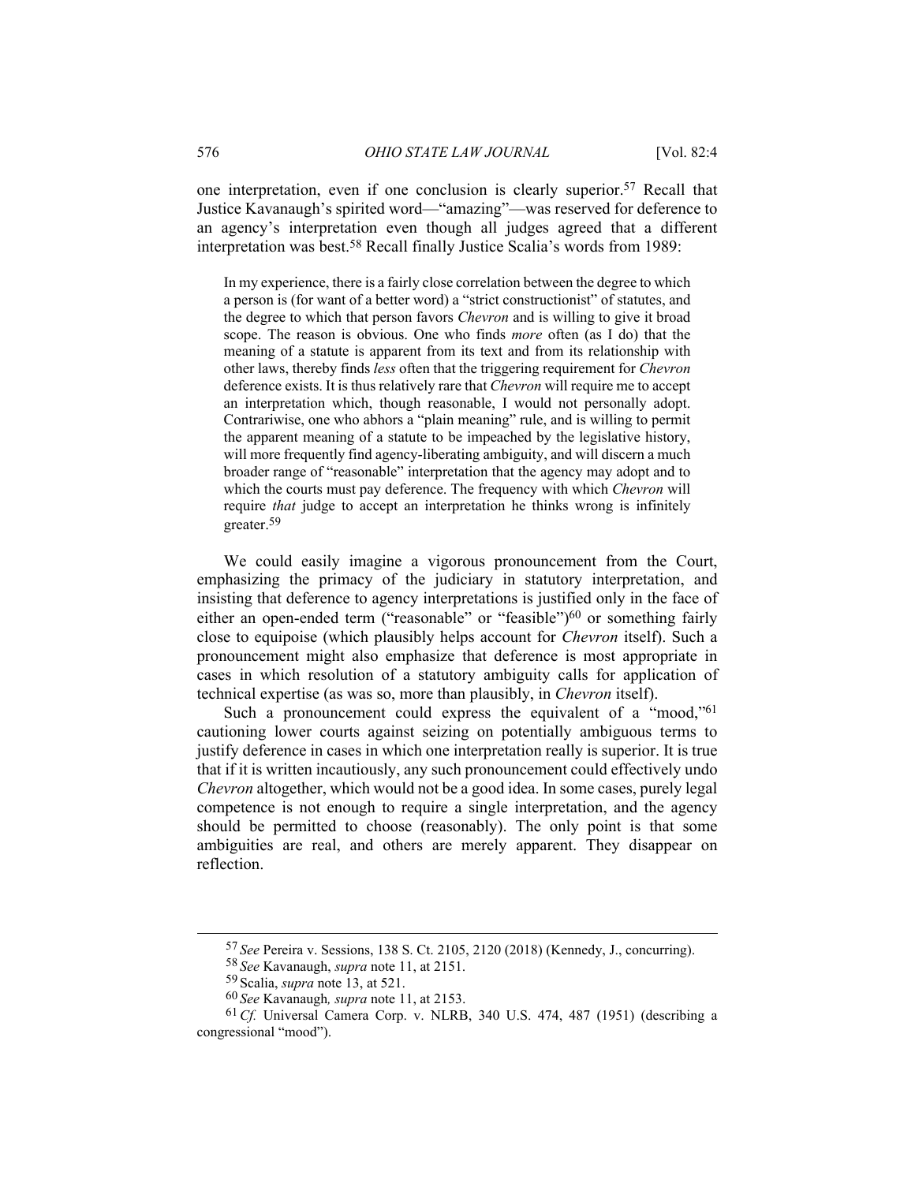one interpretation, even if one conclusion is clearly superior.[57] Recall that Justice Kavanaugh's spirited word—"amazing"—was reserved for deference to an agency's interpretation even though all judges agreed that a different interpretation was best.[58] Recall finally Justice Scalia's words from 1989:

> In my experience, there is a fairly close correlation between the degree to which a person is (for want of a better word) a "strict constructionist" of statutes, and the degree to which that person favors *Chevron* and is willing to give it broad scope. The reason is obvious. One who finds *more* often (as I do) that the meaning of a statute is apparent from its text and from its relationship with other laws, thereby finds *less* often that the triggering requirement for *Chevron* deference exists. It is thus relatively rare that *Chevron* will require me to accept an interpretation which, though reasonable, I would not personally adopt. Contrariwise, one who abhors a "plain meaning" rule, and is willing to permit the apparent meaning of a statute to be impeached by the legislative history, will more frequently find agency-liberating ambiguity, and will discern a much broader range of "reasonable" interpretation that the agency may adopt and to which the courts must pay deference. The frequency with which *Chevron* will require *that* judge to accept an interpretation he thinks wrong is infinitely greater.[59]

We could easily imagine a vigorous pronouncement from the Court, emphasizing the primacy of the judiciary in statutory interpretation, and insisting that deference to agency interpretations is justified only in the face of either an open-ended term ("reasonable" or "feasible")[60] or something fairly close to equipoise (which plausibly helps account for *Chevron* itself). Such a pronouncement might also emphasize that deference is most appropriate in cases in which resolution of a statutory ambiguity calls for application of technical expertise (as was so, more than plausibly, in *Chevron* itself).

Such a pronouncement could express the equivalent of a "mood,"[61] cautioning lower courts against seizing on potentially ambiguous terms to justify deference in cases in which one interpretation really is superior. It is true that if it is written incautiously, any such pronouncement could effectively undo *Chevron* altogether, which would not be a good idea. In some cases, purely legal competence is not enough to require a single interpretation, and the agency should be permitted to choose (reasonably). The only point is that some ambiguities are real, and others are merely apparent. They disappear on reflection.

---

[57] *See* Pereira v. Sessions, 138 S. Ct. 2105, 2120 (2018) (Kennedy, J., concurring).

[58] *See* Kavanaugh, *supra* note 11, at 2151.

[59] Scalia, *supra* note 13, at 521.

[60] *See* Kavanaugh*, supra* note 11, at 2153.

[61] *Cf.* Universal Camera Corp. v. NLRB, 340 U.S. 474, 487 (1951) (describing a congressional "mood").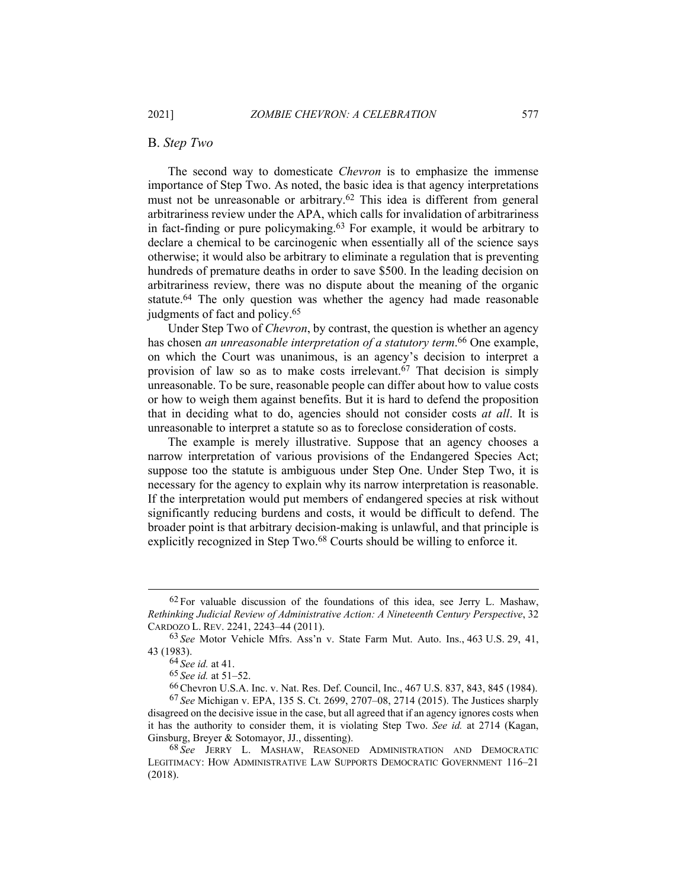## B. *Step Two*

The second way to domesticate *Chevron* is to emphasize the immense importance of Step Two. As noted, the basic idea is that agency interpretations must not be unreasonable or arbitrary.[62] This idea is different from general arbitrariness review under the APA, which calls for invalidation of arbitrariness in fact-finding or pure policymaking.[63] For example, it would be arbitrary to declare a chemical to be carcinogenic when essentially all of the science says otherwise; it would also be arbitrary to eliminate a regulation that is preventing hundreds of premature deaths in order to save $500. In the leading decision on arbitrariness review, there was no dispute about the meaning of the organic statute.[64] The only question was whether the agency had made reasonable judgments of fact and policy.[65]

Under Step Two of *Chevron*, by contrast, the question is whether an agency has chosen *an unreasonable interpretation of a statutory term*.[66] One example, on which the Court was unanimous, is an agency's decision to interpret a provision of law so as to make costs irrelevant.[67] That decision is simply unreasonable. To be sure, reasonable people can differ about how to value costs or how to weigh them against benefits. But it is hard to defend the proposition that in deciding what to do, agencies should not consider costs *at all*. It is unreasonable to interpret a statute so as to foreclose consideration of costs.

The example is merely illustrative. Suppose that an agency chooses a narrow interpretation of various provisions of the Endangered Species Act; suppose too the statute is ambiguous under Step One. Under Step Two, it is necessary for the agency to explain why its narrow interpretation is reasonable. If the interpretation would put members of endangered species at risk without significantly reducing burdens and costs, it would be difficult to defend. The broader point is that arbitrary decision-making is unlawful, and that principle is explicitly recognized in Step Two.[68] Courts should be willing to enforce it.

---

[62] For valuable discussion of the foundations of this idea, see Jerry L. Mashaw, *Rethinking Judicial Review of Administrative Action: A Nineteenth Century Perspective*, 32 CARDOZO L. REV. 2241, 2243–44 (2011).

[63] *See* Motor Vehicle Mfrs. Ass'n v. State Farm Mut. Auto. Ins., 463 U.S. 29, 41, 43 (1983).

[64] *See id.* at 41.

[65] *See id.* at 51–52.

[66] Chevron U.S.A. Inc. v. Nat. Res. Def. Council, Inc., 467 U.S. 837, 843, 845 (1984).

[67] *See* Michigan v. EPA, 135 S. Ct. 2699, 2707–08, 2714 (2015). The Justices sharply disagreed on the decisive issue in the case, but all agreed that if an agency ignores costs when it has the authority to consider them, it is violating Step Two. *See id.* at 2714 (Kagan, Ginsburg, Breyer & Sotomayor, JJ., dissenting).

[68] *See* JERRY L. MASHAW, REASONED ADMINISTRATION AND DEMOCRATIC LEGITIMACY: HOW ADMINISTRATIVE LAW SUPPORTS DEMOCRATIC GOVERNMENT 116–21 (2018).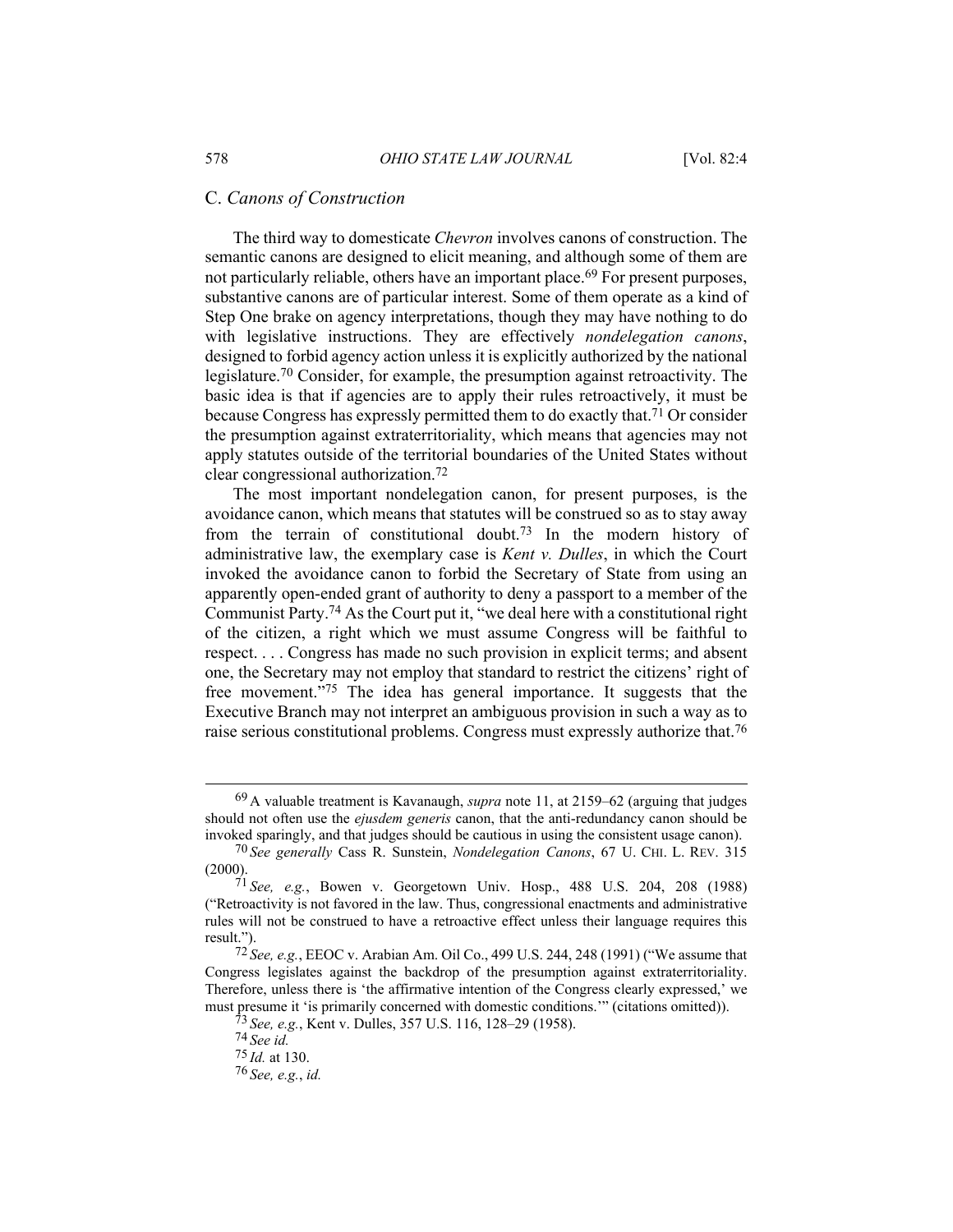### C. *Canons of Construction*

The third way to domesticate *Chevron* involves canons of construction. The semantic canons are designed to elicit meaning, and although some of them are not particularly reliable, others have an important place.[69] For present purposes, substantive canons are of particular interest. Some of them operate as a kind of Step One brake on agency interpretations, though they may have nothing to do with legislative instructions. They are effectively *nondelegation canons*, designed to forbid agency action unless it is explicitly authorized by the national legislature.[70] Consider, for example, the presumption against retroactivity. The basic idea is that if agencies are to apply their rules retroactively, it must be because Congress has expressly permitted them to do exactly that.[71] Or consider the presumption against extraterritoriality, which means that agencies may not apply statutes outside of the territorial boundaries of the United States without clear congressional authorization.[72]

The most important nondelegation canon, for present purposes, is the avoidance canon, which means that statutes will be construed so as to stay away from the terrain of constitutional doubt.[73] In the modern history of administrative law, the exemplary case is *Kent v. Dulles*, in which the Court invoked the avoidance canon to forbid the Secretary of State from using an apparently open-ended grant of authority to deny a passport to a member of the Communist Party.[74] As the Court put it, "we deal here with a constitutional right of the citizen, a right which we must assume Congress will be faithful to respect. . . . Congress has made no such provision in explicit terms; and absent one, the Secretary may not employ that standard to restrict the citizens' right of free movement."[75] The idea has general importance. It suggests that the Executive Branch may not interpret an ambiguous provision in such a way as to raise serious constitutional problems. Congress must expressly authorize that.[76]

---

[69] A valuable treatment is Kavanaugh, *supra* note 11, at 2159–62 (arguing that judges should not often use the *ejusdem generis* canon, that the anti-redundancy canon should be invoked sparingly, and that judges should be cautious in using the consistent usage canon).

[70] *See generally* Cass R. Sunstein, *Nondelegation Canons*, 67 U. CHI. L. REV. 315 (2000).

[71] *See, e.g.*, Bowen v. Georgetown Univ. Hosp., 488 U.S. 204, 208 (1988) ("Retroactivity is not favored in the law. Thus, congressional enactments and administrative rules will not be construed to have a retroactive effect unless their language requires this result.").

[72] *See, e.g.*, EEOC v. Arabian Am. Oil Co., 499 U.S. 244, 248 (1991) ("We assume that Congress legislates against the backdrop of the presumption against extraterritoriality. Therefore, unless there is 'the affirmative intention of the Congress clearly expressed,' we must presume it 'is primarily concerned with domestic conditions.'" (citations omitted)).

[73] *See, e.g.*, Kent v. Dulles, 357 U.S. 116, 128–29 (1958).

[74] *See id.*

[75] *Id.* at 130.

[76] *See, e.g.*, *id.*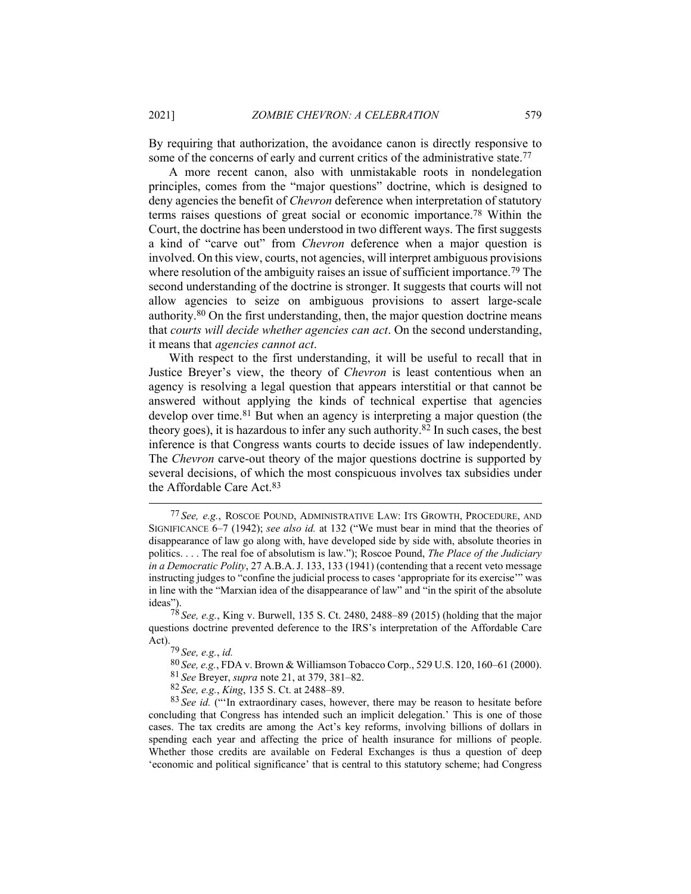By requiring that authorization, the avoidance canon is directly responsive to some of the concerns of early and current critics of the administrative state.[77]

A more recent canon, also with unmistakable roots in nondelegation principles, comes from the "major questions" doctrine, which is designed to deny agencies the benefit of *Chevron* deference when interpretation of statutory terms raises questions of great social or economic importance.[78] Within the Court, the doctrine has been understood in two different ways. The first suggests a kind of "carve out" from *Chevron* deference when a major question is involved. On this view, courts, not agencies, will interpret ambiguous provisions where resolution of the ambiguity raises an issue of sufficient importance.[79] The second understanding of the doctrine is stronger. It suggests that courts will not allow agencies to seize on ambiguous provisions to assert large-scale authority.[80] On the first understanding, then, the major question doctrine means that *courts will decide whether agencies can act*. On the second understanding, it means that *agencies cannot act*.

With respect to the first understanding, it will be useful to recall that in Justice Breyer's view, the theory of *Chevron* is least contentious when an agency is resolving a legal question that appears interstitial or that cannot be answered without applying the kinds of technical expertise that agencies develop over time.[81] But when an agency is interpreting a major question (the theory goes), it is hazardous to infer any such authority.[82] In such cases, the best inference is that Congress wants courts to decide issues of law independently. The *Chevron* carve-out theory of the major questions doctrine is supported by several decisions, of which the most conspicuous involves tax subsidies under the Affordable Care Act.[83]

---

[77] *See, e.g.*, ROSCOE POUND, ADMINISTRATIVE LAW: ITS GROWTH, PROCEDURE, AND SIGNIFICANCE 6–7 (1942); *see also id.* at 132 ("We must bear in mind that the theories of disappearance of law go along with, have developed side by side with, absolute theories in politics. . . . The real foe of absolutism is law."); Roscoe Pound, *The Place of the Judiciary in a Democratic Polity*, 27 A.B.A. J. 133, 133 (1941) (contending that a recent veto message instructing judges to "confine the judicial process to cases 'appropriate for its exercise'" was in line with the "Marxian idea of the disappearance of law" and "in the spirit of the absolute ideas").

[78] *See, e.g.*, King v. Burwell, 135 S. Ct. 2480, 2488–89 (2015) (holding that the major questions doctrine prevented deference to the IRS's interpretation of the Affordable Care Act).

[79] *See, e.g.*, *id.*

[80] *See, e.g.*, FDA v. Brown & Williamson Tobacco Corp., 529 U.S. 120, 160–61 (2000).

[81] *See* Breyer, *supra* note 21, at 379, 381–82.

[82] *See, e.g.*, *King*, 135 S. Ct. at 2488–89.

[83] *See id.* ("'In extraordinary cases, however, there may be reason to hesitate before concluding that Congress has intended such an implicit delegation.' This is one of those cases. The tax credits are among the Act's key reforms, involving billions of dollars in spending each year and affecting the price of health insurance for millions of people. Whether those credits are available on Federal Exchanges is thus a question of deep 'economic and political significance' that is central to this statutory scheme; had Congress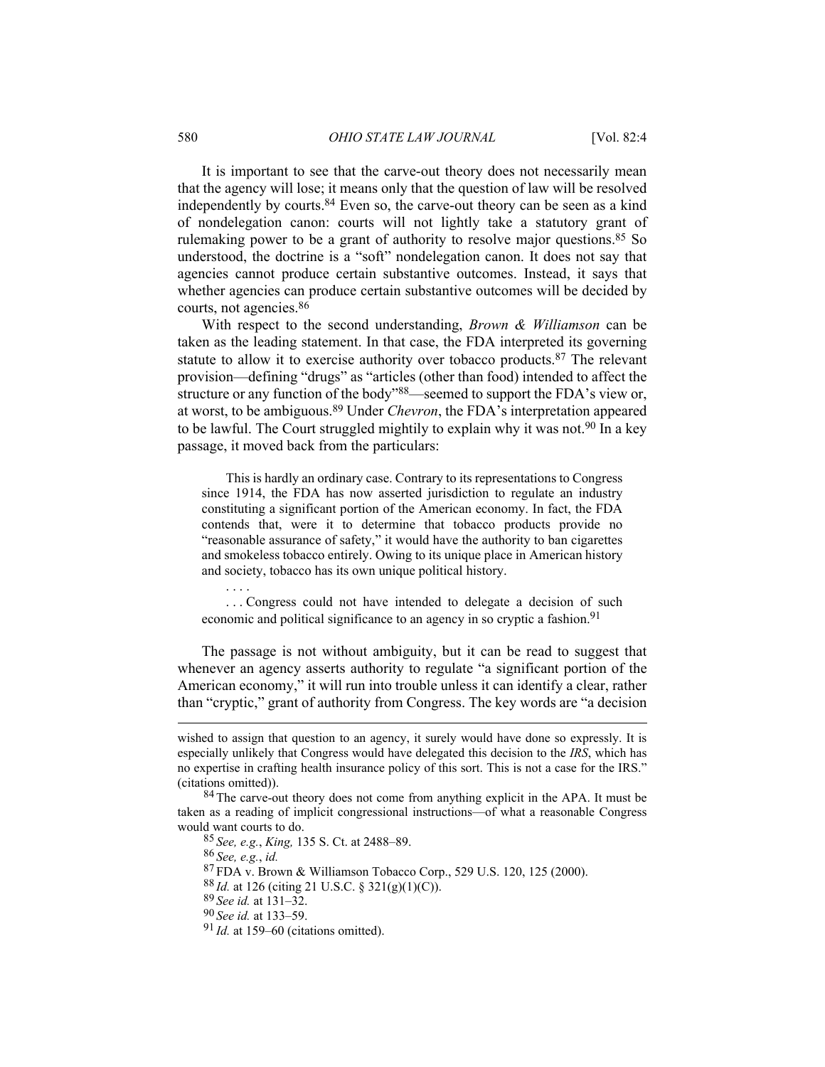It is important to see that the carve-out theory does not necessarily mean that the agency will lose; it means only that the question of law will be resolved independently by courts.[84] Even so, the carve-out theory can be seen as a kind of nondelegation canon: courts will not lightly take a statutory grant of rulemaking power to be a grant of authority to resolve major questions.[85] So understood, the doctrine is a "soft" nondelegation canon. It does not say that agencies cannot produce certain substantive outcomes. Instead, it says that whether agencies can produce certain substantive outcomes will be decided by courts, not agencies.[86]

With respect to the second understanding, *Brown & Williamson* can be taken as the leading statement. In that case, the FDA interpreted its governing statute to allow it to exercise authority over tobacco products.[87] The relevant provision—defining "drugs" as "articles (other than food) intended to affect the structure or any function of the body"[88]—seemed to support the FDA's view or, at worst, to be ambiguous.[89] Under *Chevron*, the FDA's interpretation appeared to be lawful. The Court struggled mightily to explain why it was not.[90] In a key passage, it moved back from the particulars:

> This is hardly an ordinary case. Contrary to its representations to Congress since 1914, the FDA has now asserted jurisdiction to regulate an industry constituting a significant portion of the American economy. In fact, the FDA contends that, were it to determine that tobacco products provide no "reasonable assurance of safety," it would have the authority to ban cigarettes and smokeless tobacco entirely. Owing to its unique place in American history and society, tobacco has its own unique political history.
>
> . . . .
>
> . . . Congress could not have intended to delegate a decision of such economic and political significance to an agency in so cryptic a fashion.[91]

The passage is not without ambiguity, but it can be read to suggest that whenever an agency asserts authority to regulate "a significant portion of the American economy," it will run into trouble unless it can identify a clear, rather than "cryptic," grant of authority from Congress. The key words are "a decision

---

wished to assign that question to an agency, it surely would have done so expressly. It is especially unlikely that Congress would have delegated this decision to the *IRS*, which has no expertise in crafting health insurance policy of this sort. This is not a case for the IRS." (citations omitted)).

[84] The carve-out theory does not come from anything explicit in the APA. It must be taken as a reading of implicit congressional instructions—of what a reasonable Congress would want courts to do.

[85] *See, e.g.*, *King,* 135 S. Ct. at 2488–89.

[86] *See, e.g.*, *id.*

[87] FDA v. Brown & Williamson Tobacco Corp., 529 U.S. 120, 125 (2000).

[88] *Id.* at 126 (citing 21 U.S.C. § 321(g)(1)(C)).

[89] *See id.* at 131–32.

[90] *See id.* at 133–59.

[91] *Id.* at 159–60 (citations omitted).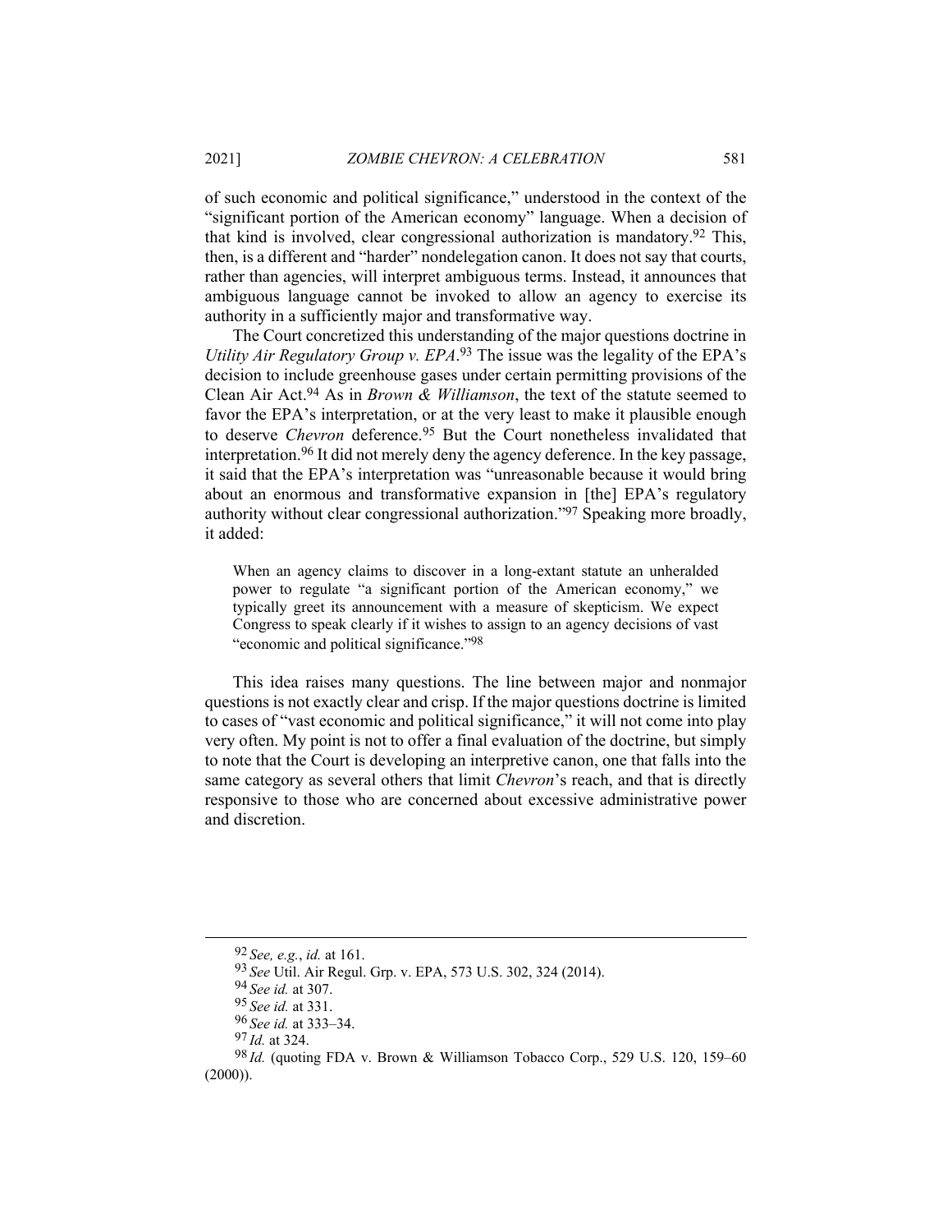of such economic and political significance," understood in the context of the "significant portion of the American economy" language. When a decision of that kind is involved, clear congressional authorization is mandatory.[92] This, then, is a different and "harder" nondelegation canon. It does not say that courts, rather than agencies, will interpret ambiguous terms. Instead, it announces that ambiguous language cannot be invoked to allow an agency to exercise its authority in a sufficiently major and transformative way.

The Court concretized this understanding of the major questions doctrine in *Utility Air Regulatory Group v. EPA*.[93] The issue was the legality of the EPA's decision to include greenhouse gases under certain permitting provisions of the Clean Air Act.[94] As in *Brown & Williamson*, the text of the statute seemed to favor the EPA's interpretation, or at the very least to make it plausible enough to deserve *Chevron* deference.[95] But the Court nonetheless invalidated that interpretation.[96] It did not merely deny the agency deference. In the key passage, it said that the EPA's interpretation was "unreasonable because it would bring about an enormous and transformative expansion in [the] EPA's regulatory authority without clear congressional authorization."[97] Speaking more broadly, it added:

> When an agency claims to discover in a long-extant statute an unheralded power to regulate "a significant portion of the American economy," we typically greet its announcement with a measure of skepticism. We expect Congress to speak clearly if it wishes to assign to an agency decisions of vast "economic and political significance."[98]

This idea raises many questions. The line between major and nonmajor questions is not exactly clear and crisp. If the major questions doctrine is limited to cases of "vast economic and political significance," it will not come into play very often. My point is not to offer a final evaluation of the doctrine, but simply to note that the Court is developing an interpretive canon, one that falls into the same category as several others that limit *Chevron*'s reach, and that is directly responsive to those who are concerned about excessive administrative power and discretion.

---

[92] *See, e.g.*, *id.* at 161.

[93] *See* Util. Air Regul. Grp. v. EPA, 573 U.S. 302, 324 (2014).

[94] *See id.* at 307.

[95] *See id.* at 331.

[96] *See id.* at 333–34.

[97] *Id.* at 324.

[98] *Id.* (quoting FDA v. Brown & Williamson Tobacco Corp., 529 U.S. 120, 159–60 (2000)).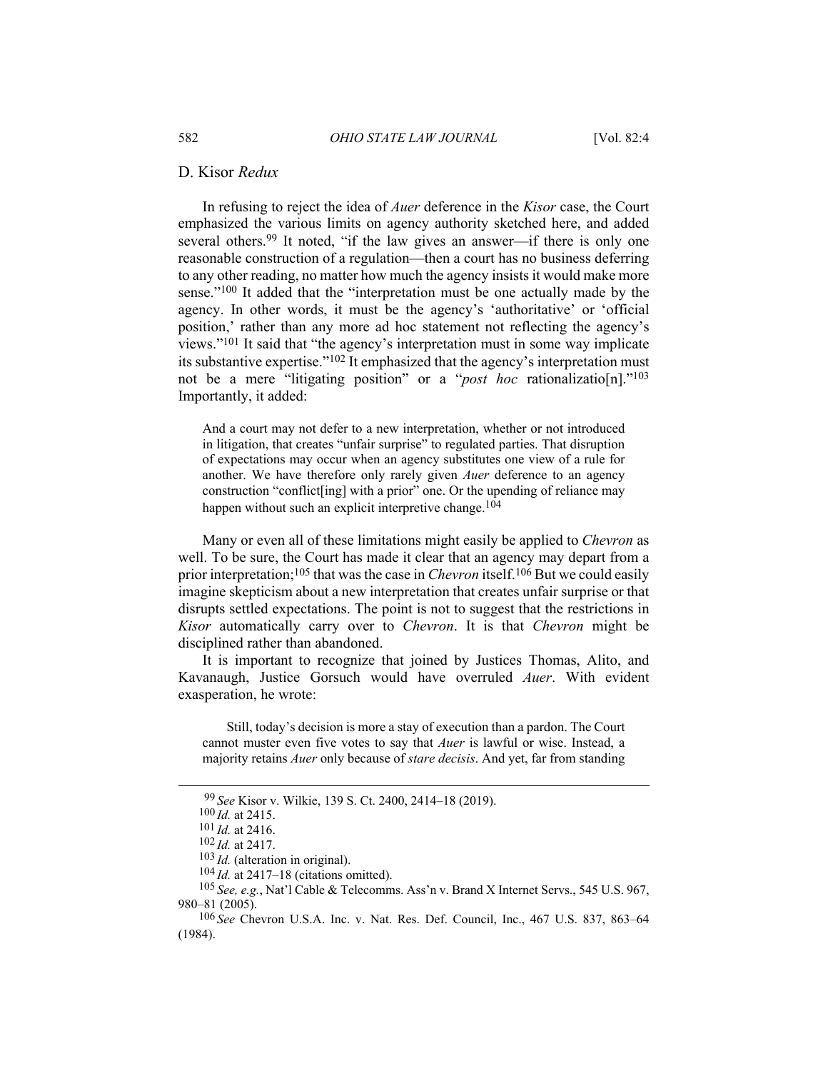### D. Kisor *Redux*

In refusing to reject the idea of *Auer* deference in the *Kisor* case, the Court emphasized the various limits on agency authority sketched here, and added several others.[99] It noted, "if the law gives an answer—if there is only one reasonable construction of a regulation—then a court has no business deferring to any other reading, no matter how much the agency insists it would make more sense."[100] It added that the "interpretation must be one actually made by the agency. In other words, it must be the agency's 'authoritative' or 'official position,' rather than any more ad hoc statement not reflecting the agency's views."[101] It said that "the agency's interpretation must in some way implicate its substantive expertise."[102] It emphasized that the agency's interpretation must not be a mere "litigating position" or a "*post hoc* rationalizatio[n]."[103] Importantly, it added:

> And a court may not defer to a new interpretation, whether or not introduced in litigation, that creates "unfair surprise" to regulated parties. That disruption of expectations may occur when an agency substitutes one view of a rule for another. We have therefore only rarely given *Auer* deference to an agency construction "conflict[ing] with a prior" one. Or the upending of reliance may happen without such an explicit interpretive change.[104]

Many or even all of these limitations might easily be applied to *Chevron* as well. To be sure, the Court has made it clear that an agency may depart from a prior interpretation;[105] that was the case in *Chevron* itself.[106] But we could easily imagine skepticism about a new interpretation that creates unfair surprise or that disrupts settled expectations. The point is not to suggest that the restrictions in *Kisor* automatically carry over to *Chevron*. It is that *Chevron* might be disciplined rather than abandoned.

It is important to recognize that joined by Justices Thomas, Alito, and Kavanaugh, Justice Gorsuch would have overruled *Auer*. With evident exasperation, he wrote:

> Still, today's decision is more a stay of execution than a pardon. The Court cannot muster even five votes to say that *Auer* is lawful or wise. Instead, a majority retains *Auer* only because of *stare decisis*. And yet, far from standing

---

[99] *See* Kisor v. Wilkie, 139 S. Ct. 2400, 2414–18 (2019).

[100] *Id.* at 2415.

[101] *Id.* at 2416.

[102] *Id.* at 2417.

[103] *Id.* (alteration in original).

[104] *Id.* at 2417–18 (citations omitted).

[105] *See, e.g.*, Nat'l Cable & Telecomms. Ass'n v. Brand X Internet Servs., 545 U.S. 967, 980–81 (2005).

[106] *See* Chevron U.S.A. Inc. v. Nat. Res. Def. Council, Inc., 467 U.S. 837, 863–64 (1984).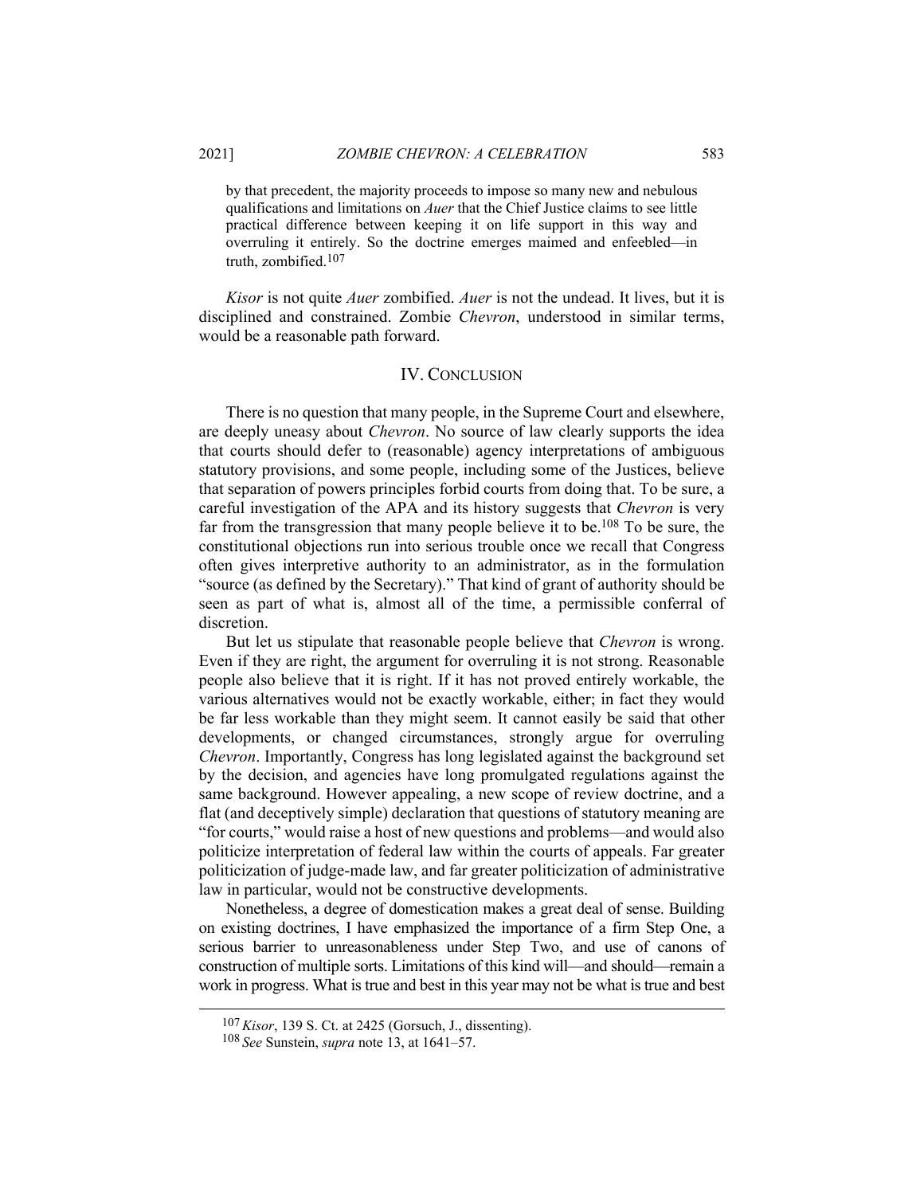by that precedent, the majority proceeds to impose so many new and nebulous qualifications and limitations on *Auer* that the Chief Justice claims to see little practical difference between keeping it on life support in this way and overruling it entirely. So the doctrine emerges maimed and enfeebled—in truth, zombified.[107]

*Kisor* is not quite *Auer* zombified. *Auer* is not the undead. It lives, but it is disciplined and constrained. Zombie *Chevron*, understood in similar terms, would be a reasonable path forward.

## IV. Conclusion

There is no question that many people, in the Supreme Court and elsewhere, are deeply uneasy about *Chevron*. No source of law clearly supports the idea that courts should defer to (reasonable) agency interpretations of ambiguous statutory provisions, and some people, including some of the Justices, believe that separation of powers principles forbid courts from doing that. To be sure, a careful investigation of the APA and its history suggests that *Chevron* is very far from the transgression that many people believe it to be.[108] To be sure, the constitutional objections run into serious trouble once we recall that Congress often gives interpretive authority to an administrator, as in the formulation "source (as defined by the Secretary)." That kind of grant of authority should be seen as part of what is, almost all of the time, a permissible conferral of discretion.

But let us stipulate that reasonable people believe that *Chevron* is wrong. Even if they are right, the argument for overruling it is not strong. Reasonable people also believe that it is right. If it has not proved entirely workable, the various alternatives would not be exactly workable, either; in fact they would be far less workable than they might seem. It cannot easily be said that other developments, or changed circumstances, strongly argue for overruling *Chevron*. Importantly, Congress has long legislated against the background set by the decision, and agencies have long promulgated regulations against the same background. However appealing, a new scope of review doctrine, and a flat (and deceptively simple) declaration that questions of statutory meaning are "for courts," would raise a host of new questions and problems—and would also politicize interpretation of federal law within the courts of appeals. Far greater politicization of judge-made law, and far greater politicization of administrative law in particular, would not be constructive developments.

Nonetheless, a degree of domestication makes a great deal of sense. Building on existing doctrines, I have emphasized the importance of a firm Step One, a serious barrier to unreasonableness under Step Two, and use of canons of construction of multiple sorts. Limitations of this kind will—and should—remain a work in progress. What is true and best in this year may not be what is true and best

---

[107] *Kisor*, 139 S. Ct. at 2425 (Gorsuch, J., dissenting).

[108] *See* Sunstein, *supra* note 13, at 1641–57.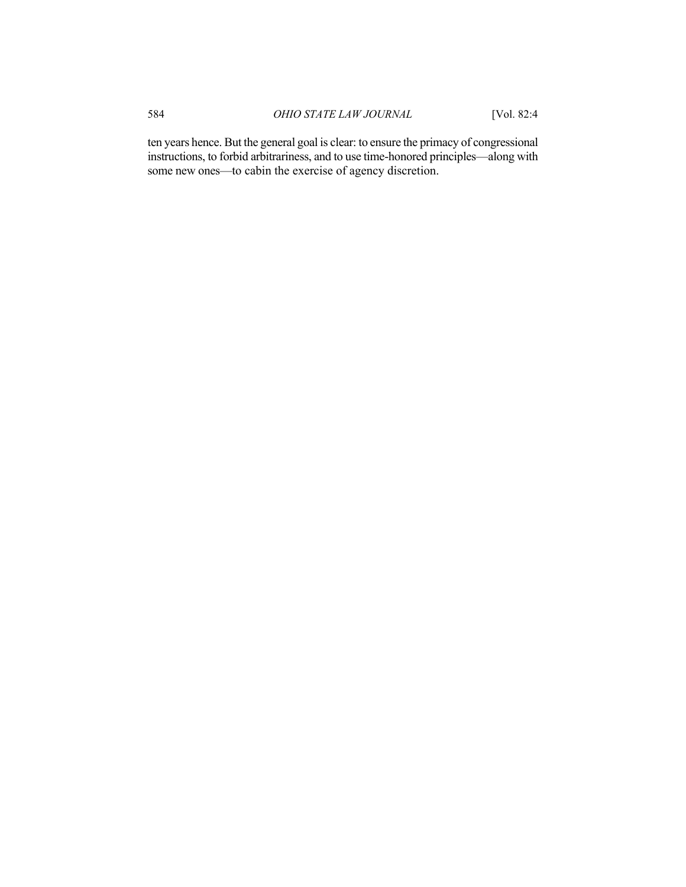ten years hence. But the general goal is clear: to ensure the primacy of congressional instructions, to forbid arbitrariness, and to use time-honored principles—along with some new ones—to cabin the exercise of agency discretion.